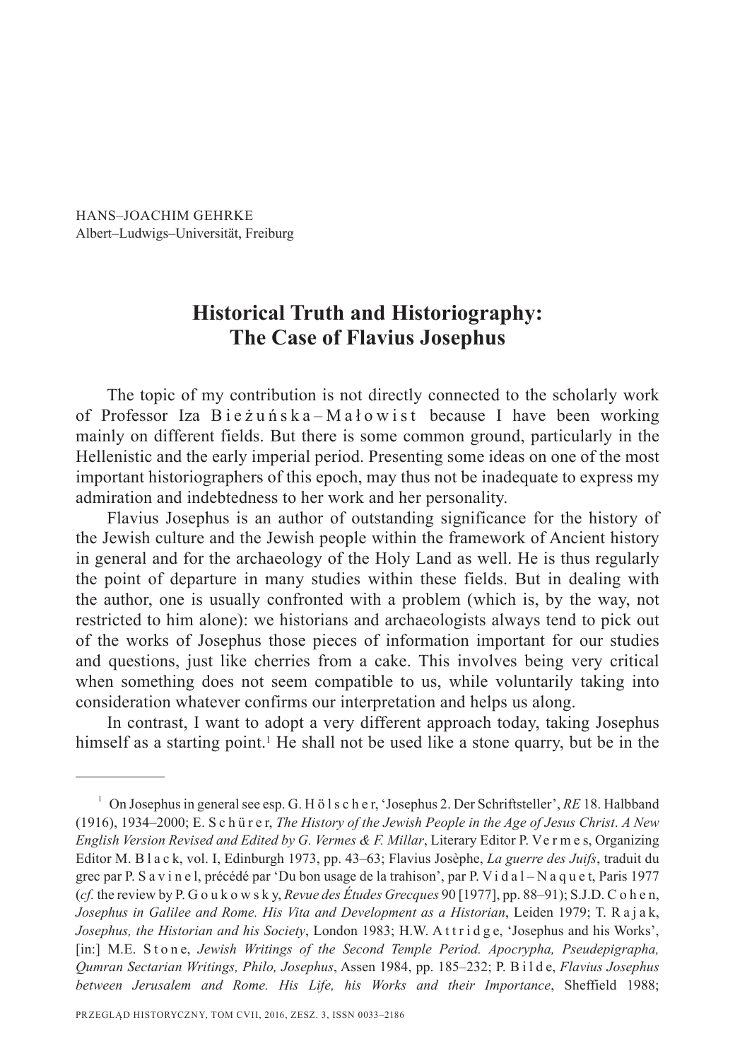HANS–JOACHIM GEHRKE
Albert–Ludwigs–Universität, Freiburg

# Historical Truth and Historiography: The Case of Flavius Josephus

The topic of my contribution is not directly connected to the scholarly work of Professor Iza Bieżuńska–Małowist because I have been working mainly on different fields. But there is some common ground, particularly in the Hellenistic and the early imperial period. Presenting some ideas on one of the most important historiographers of this epoch, may thus not be inadequate to express my admiration and indebtedness to her work and her personality.

Flavius Josephus is an author of outstanding significance for the history of the Jewish culture and the Jewish people within the framework of Ancient history in general and for the archaeology of the Holy Land as well. He is thus regularly the point of departure in many studies within these fields. But in dealing with the author, one is usually confronted with a problem (which is, by the way, not restricted to him alone): we historians and archaeologists always tend to pick out of the works of Josephus those pieces of information important for our studies and questions, just like cherries from a cake. This involves being very critical when something does not seem compatible to us, while voluntarily taking into consideration whatever confirms our interpretation and helps us along.

In contrast, I want to adopt a very different approach today, taking Josephus himself as a starting point.[1] He shall not be used like a stone quarry, but be in the

---

[1] On Josephus in general see esp. G. Hölscher, 'Josephus 2. Der Schriftsteller', *RE* 18. Halbband (1916), 1934–2000; E. Schürer, *The History of the Jewish People in the Age of Jesus Christ*. *A New English Version Revised and Edited by G. Vermes & F. Millar*, Literary Editor P. Vermes, Organizing Editor M. Black, vol. I, Edinburgh 1973, pp. 43–63; Flavius Josèphe, *La guerre des Juifs*, traduit du grec par P. Savinel, précédé par 'Du bon usage de la trahison', par P. Vidal–Naquet, Paris 1977 (*cf.* the review by P. Goukowsky, *Revue des Études Grecques* 90 [1977], pp. 88–91); S.J.D. Cohen, *Josephus in Galilee and Rome. His Vita and Development as a Historian*, Leiden 1979; T. Rajak, *Josephus, the Historian and his Society*, London 1983; H.W. Attridge, 'Josephus and his Works', [in:] M.E. Stone, *Jewish Writings of the Second Temple Period. Apocrypha, Pseudepigrapha, Qumran Sectarian Writings, Philo, Josephus*, Assen 1984, pp. 185–232; P. Bilde, *Flavius Josephus between Jerusalem and Rome. His Life, his Works and their Importance*, Sheffield 1988;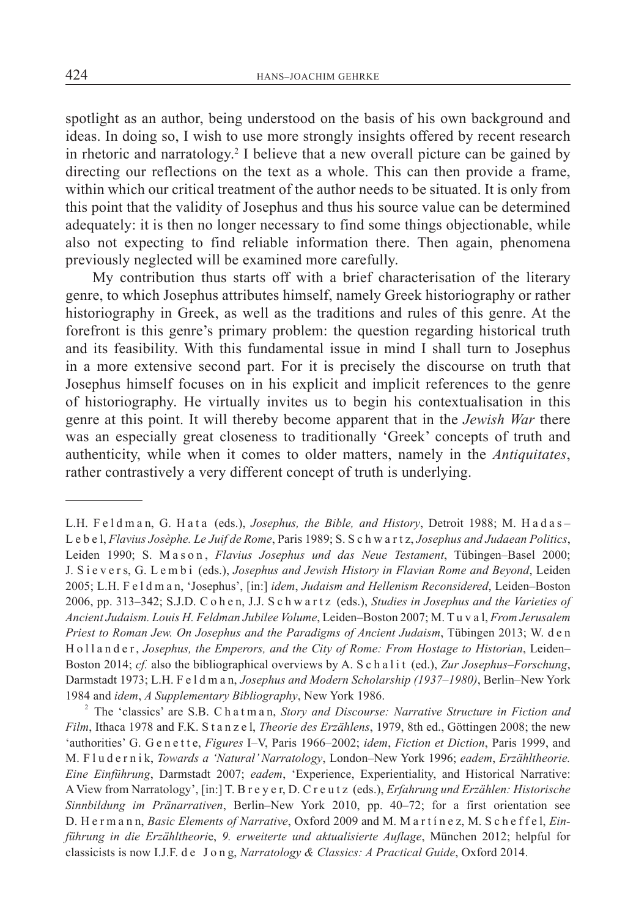spotlight as an author, being understood on the basis of his own background and ideas. In doing so, I wish to use more strongly insights offered by recent research in rhetoric and narratology.[2] I believe that a new overall picture can be gained by directing our reflections on the text as a whole. This can then provide a frame, within which our critical treatment of the author needs to be situated. It is only from this point that the validity of Josephus and thus his source value can be determined adequately: it is then no longer necessary to find some things objectionable, while also not expecting to find reliable information there. Then again, phenomena previously neglected will be examined more carefully.

My contribution thus starts off with a brief characterisation of the literary genre, to which Josephus attributes himself, namely Greek historiography or rather historiography in Greek, as well as the traditions and rules of this genre. At the forefront is this genre's primary problem: the question regarding historical truth and its feasibility. With this fundamental issue in mind I shall turn to Josephus in a more extensive second part. For it is precisely the discourse on truth that Josephus himself focuses on in his explicit and implicit references to the genre of historiography. He virtually invites us to begin his contextualisation in this genre at this point. It will thereby become apparent that in the *Jewish War* there was an especially great closeness to traditionally 'Greek' concepts of truth and authenticity, while when it comes to older matters, namely in the *Antiquitates*, rather contrastively a very different concept of truth is underlying.

---

L.H. Feldman, G. Hata (eds.), *Josephus, the Bible, and History*, Detroit 1988; M. Hadas–Lebel, *Flavius Josèphe. Le Juif de Rome*, Paris 1989; S. Schwartz, *Josephus and Judaean Politics*, Leiden 1990; S. Mason, *Flavius Josephus und das Neue Testament*, Tübingen–Basel 2000; J. Sievers, G. Lembi (eds.), *Josephus and Jewish History in Flavian Rome and Beyond*, Leiden 2005; L.H. Feldman, 'Josephus', [in:] *idem*, *Judaism and Hellenism Reconsidered*, Leiden–Boston 2006, pp. 313–342; S.J.D. Cohen, J.J. Schwartz (eds.), *Studies in Josephus and the Varieties of Ancient Judaism. Louis H. Feldman Jubilee Volume*, Leiden–Boston 2007; M. Tuval, *From Jerusalem Priest to Roman Jew. On Josephus and the Paradigms of Ancient Judaism*, Tübingen 2013; W. den Hollander, *Josephus, the Emperors, and the City of Rome: From Hostage to Historian*, Leiden–Boston 2014; *cf.* also the bibliographical overviews by A. Schalit (ed.), *Zur Josephus–Forschung*, Darmstadt 1973; L.H. Feldman, *Josephus and Modern Scholarship (1937–1980)*, Berlin–New York 1984 and *idem*, *A Supplementary Bibliography*, New York 1986.

[2] The 'classics' are S.B. Chatman, *Story and Discourse: Narrative Structure in Fiction and Film*, Ithaca 1978 and F.K. Stanzel, *Theorie des Erzählens*, 1979, 8th ed., Göttingen 2008; the new 'authorities' G. Genette, *Figures* I–V, Paris 1966–2002; *idem*, *Fiction et Diction*, Paris 1999, and M. Fludernik, *Towards a 'Natural' Narratology*, London–New York 1996; *eadem*, *Erzähltheorie. Eine Einführung*, Darmstadt 2007; *eadem*, 'Experience, Experientiality, and Historical Narrative: A View from Narratology', [in:] T. Breyer, D. Creutz (eds.), *Erfahrung und Erzählen: Historische Sinnbildung im Pränarrativen*, Berlin–New York 2010, pp. 40–72; for a first orientation see D. Hermann, *Basic Elements of Narrative*, Oxford 2009 and M. Martínez, M. Scheffel, *Einführung in die Erzähltheorie, 9. erweiterte und aktualisierte Auflage*, München 2012; helpful for classicists is now I.J.F. de Jong, *Narratology & Classics: A Practical Guide*, Oxford 2014.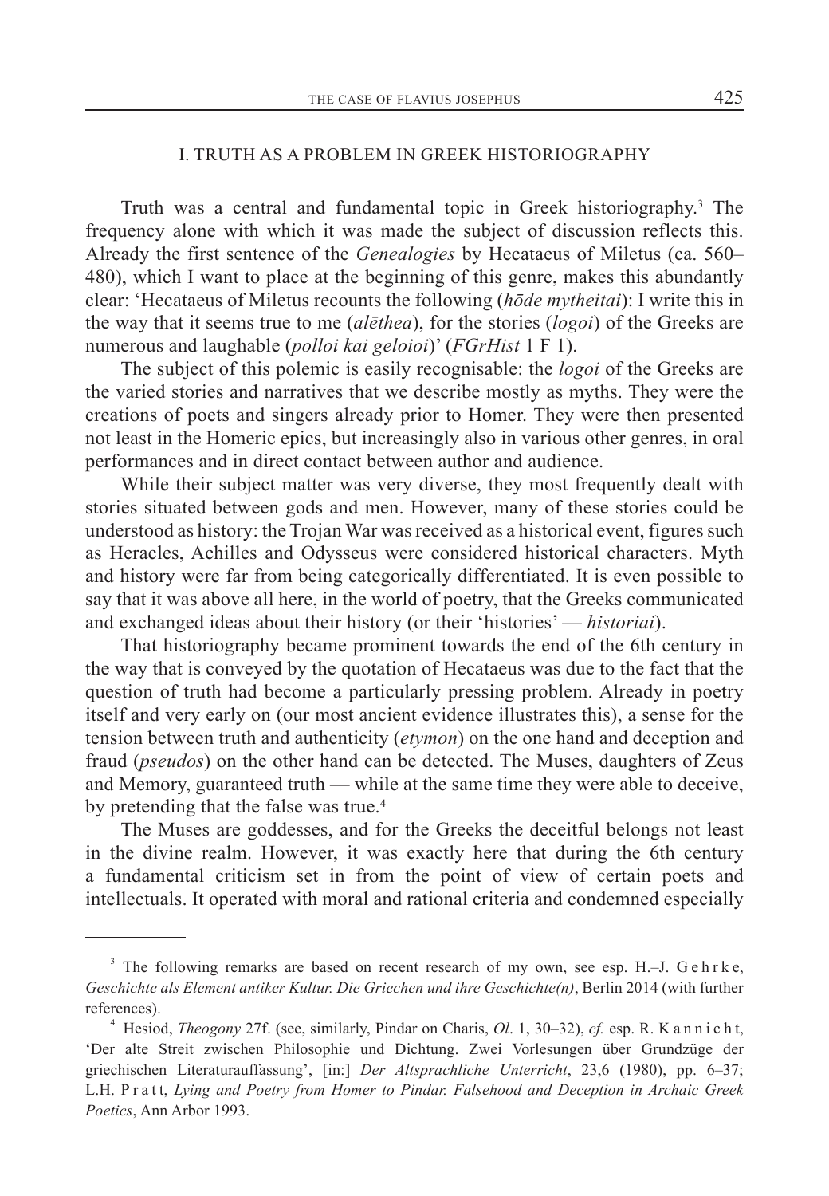## I. TRUTH AS A PROBLEM IN GREEK HISTORIOGRAPHY

Truth was a central and fundamental topic in Greek historiography.[3] The frequency alone with which it was made the subject of discussion reflects this. Already the first sentence of the *Genealogies* by Hecataeus of Miletus (ca. 560–480), which I want to place at the beginning of this genre, makes this abundantly clear: 'Hecataeus of Miletus recounts the following (*hōde mytheitai*): I write this in the way that it seems true to me (*alēthea*), for the stories (*logoi*) of the Greeks are numerous and laughable (*polloi kai geloioi*)' (*FGrHist* 1 F 1).

The subject of this polemic is easily recognisable: the *logoi* of the Greeks are the varied stories and narratives that we describe mostly as myths. They were the creations of poets and singers already prior to Homer. They were then presented not least in the Homeric epics, but increasingly also in various other genres, in oral performances and in direct contact between author and audience.

While their subject matter was very diverse, they most frequently dealt with stories situated between gods and men. However, many of these stories could be understood as history: the Trojan War was received as a historical event, figures such as Heracles, Achilles and Odysseus were considered historical characters. Myth and history were far from being categorically differentiated. It is even possible to say that it was above all here, in the world of poetry, that the Greeks communicated and exchanged ideas about their history (or their 'histories' — *historiai*).

That historiography became prominent towards the end of the 6th century in the way that is conveyed by the quotation of Hecataeus was due to the fact that the question of truth had become a particularly pressing problem. Already in poetry itself and very early on (our most ancient evidence illustrates this), a sense for the tension between truth and authenticity (*etymon*) on the one hand and deception and fraud (*pseudos*) on the other hand can be detected. The Muses, daughters of Zeus and Memory, guaranteed truth — while at the same time they were able to deceive, by pretending that the false was true.[4]

The Muses are goddesses, and for the Greeks the deceitful belongs not least in the divine realm. However, it was exactly here that during the 6th century a fundamental criticism set in from the point of view of certain poets and intellectuals. It operated with moral and rational criteria and condemned especially

---

[3] The following remarks are based on recent research of my own, see esp. H.–J. Gehrke, *Geschichte als Element antiker Kultur. Die Griechen und ihre Geschichte(n)*, Berlin 2014 (with further references).

[4] Hesiod, *Theogony* 27f. (see, similarly, Pindar on Charis, *Ol*. 1, 30–32), *cf.* esp. R. Kannicht, 'Der alte Streit zwischen Philosophie und Dichtung. Zwei Vorlesungen über Grundzüge der griechischen Literaturauffassung', [in:] *Der Altsprachliche Unterricht*, 23,6 (1980), pp. 6–37; L.H. Pratt, *Lying and Poetry from Homer to Pindar. Falsehood and Deception in Archaic Greek Poetics*, Ann Arbor 1993.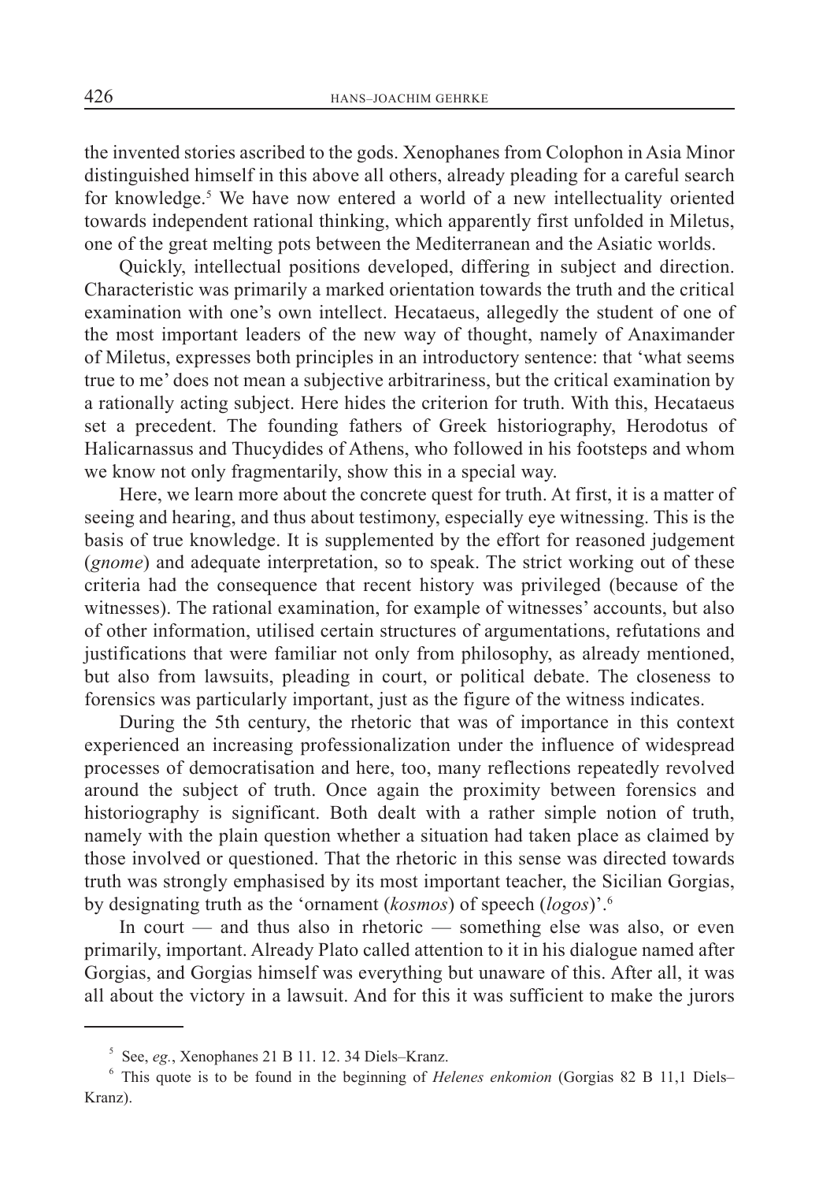the invented stories ascribed to the gods. Xenophanes from Colophon in Asia Minor distinguished himself in this above all others, already pleading for a careful search for knowledge.[5] We have now entered a world of a new intellectuality oriented towards independent rational thinking, which apparently first unfolded in Miletus, one of the great melting pots between the Mediterranean and the Asiatic worlds.

Quickly, intellectual positions developed, differing in subject and direction. Characteristic was primarily a marked orientation towards the truth and the critical examination with one's own intellect. Hecataeus, allegedly the student of one of the most important leaders of the new way of thought, namely of Anaximander of Miletus, expresses both principles in an introductory sentence: that 'what seems true to me' does not mean a subjective arbitrariness, but the critical examination by a rationally acting subject. Here hides the criterion for truth. With this, Hecataeus set a precedent. The founding fathers of Greek historiography, Herodotus of Halicarnassus and Thucydides of Athens, who followed in his footsteps and whom we know not only fragmentarily, show this in a special way.

Here, we learn more about the concrete quest for truth. At first, it is a matter of seeing and hearing, and thus about testimony, especially eye witnessing. This is the basis of true knowledge. It is supplemented by the effort for reasoned judgement (*gnome*) and adequate interpretation, so to speak. The strict working out of these criteria had the consequence that recent history was privileged (because of the witnesses). The rational examination, for example of witnesses' accounts, but also of other information, utilised certain structures of argumentations, refutations and justifications that were familiar not only from philosophy, as already mentioned, but also from lawsuits, pleading in court, or political debate. The closeness to forensics was particularly important, just as the figure of the witness indicates.

During the 5th century, the rhetoric that was of importance in this context experienced an increasing professionalization under the influence of widespread processes of democratisation and here, too, many reflections repeatedly revolved around the subject of truth. Once again the proximity between forensics and historiography is significant. Both dealt with a rather simple notion of truth, namely with the plain question whether a situation had taken place as claimed by those involved or questioned. That the rhetoric in this sense was directed towards truth was strongly emphasised by its most important teacher, the Sicilian Gorgias, by designating truth as the 'ornament (*kosmos*) of speech (*logos*)'.[6]

In court — and thus also in rhetoric — something else was also, or even primarily, important. Already Plato called attention to it in his dialogue named after Gorgias, and Gorgias himself was everything but unaware of this. After all, it was all about the victory in a lawsuit. And for this it was sufficient to make the jurors

---

[5] See, *eg.*, Xenophanes 21 B 11. 12. 34 Diels–Kranz.

[6] This quote is to be found in the beginning of *Helenes enkomion* (Gorgias 82 B 11,1 Diels–Kranz).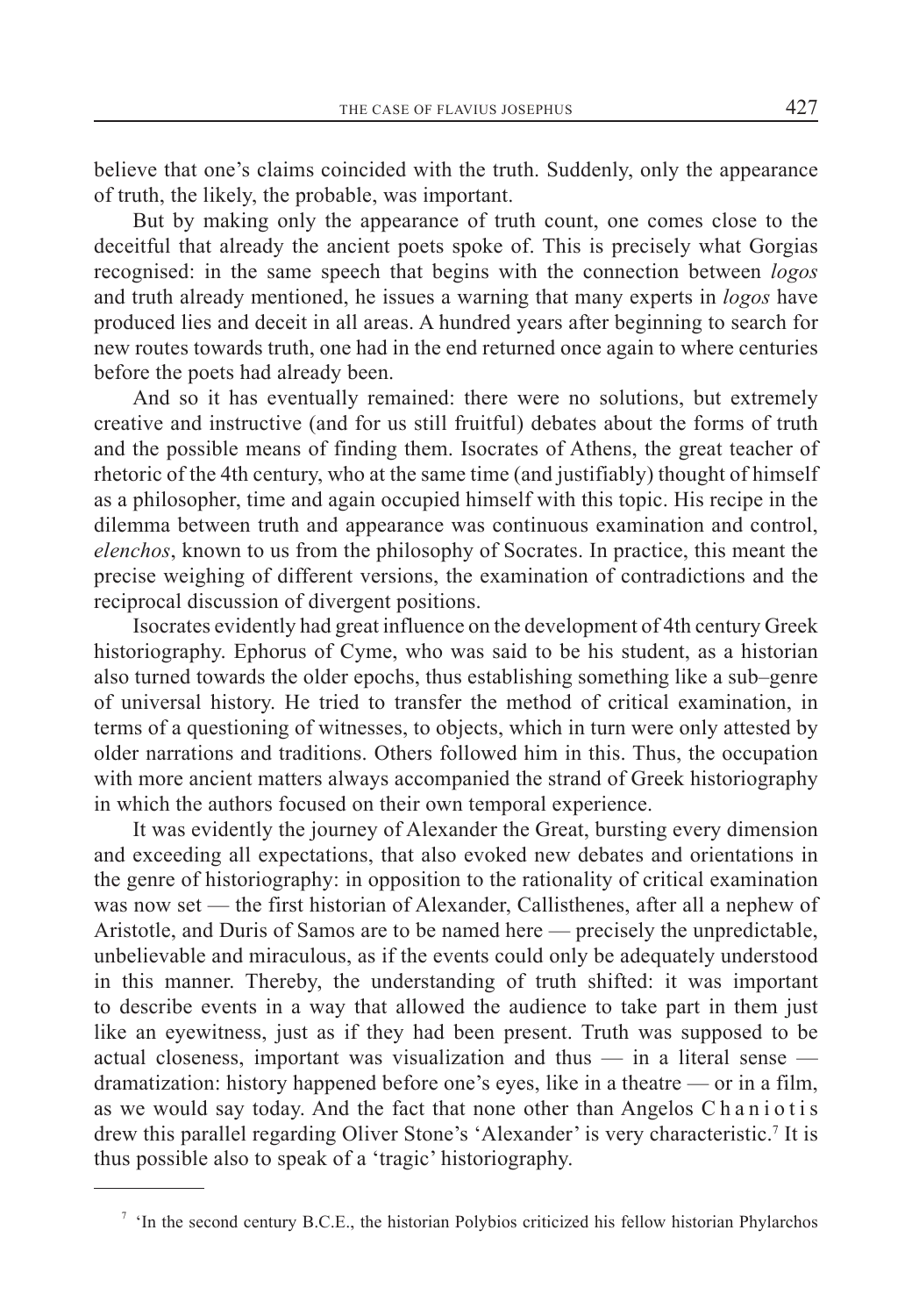believe that one's claims coincided with the truth. Suddenly, only the appearance of truth, the likely, the probable, was important.

But by making only the appearance of truth count, one comes close to the deceitful that already the ancient poets spoke of. This is precisely what Gorgias recognised: in the same speech that begins with the connection between *logos* and truth already mentioned, he issues a warning that many experts in *logos* have produced lies and deceit in all areas. A hundred years after beginning to search for new routes towards truth, one had in the end returned once again to where centuries before the poets had already been.

And so it has eventually remained: there were no solutions, but extremely creative and instructive (and for us still fruitful) debates about the forms of truth and the possible means of finding them. Isocrates of Athens, the great teacher of rhetoric of the 4th century, who at the same time (and justifiably) thought of himself as a philosopher, time and again occupied himself with this topic. His recipe in the dilemma between truth and appearance was continuous examination and control, *elenchos*, known to us from the philosophy of Socrates. In practice, this meant the precise weighing of different versions, the examination of contradictions and the reciprocal discussion of divergent positions.

Isocrates evidently had great influence on the development of 4th century Greek historiography. Ephorus of Cyme, who was said to be his student, as a historian also turned towards the older epochs, thus establishing something like a sub–genre of universal history. He tried to transfer the method of critical examination, in terms of a questioning of witnesses, to objects, which in turn were only attested by older narrations and traditions. Others followed him in this. Thus, the occupation with more ancient matters always accompanied the strand of Greek historiography in which the authors focused on their own temporal experience.

It was evidently the journey of Alexander the Great, bursting every dimension and exceeding all expectations, that also evoked new debates and orientations in the genre of historiography: in opposition to the rationality of critical examination was now set — the first historian of Alexander, Callisthenes, after all a nephew of Aristotle, and Duris of Samos are to be named here — precisely the unpredictable, unbelievable and miraculous, as if the events could only be adequately understood in this manner. Thereby, the understanding of truth shifted: it was important to describe events in a way that allowed the audience to take part in them just like an eyewitness, just as if they had been present. Truth was supposed to be actual closeness, important was visualization and thus — in a literal sense — dramatization: history happened before one's eyes, like in a theatre — or in a film, as we would say today. And the fact that none other than Angelos Chaniotis drew this parallel regarding Oliver Stone's 'Alexander' is very characteristic.[7] It is thus possible also to speak of a 'tragic' historiography.

---

[7] 'In the second century B.C.E., the historian Polybios criticized his fellow historian Phylarchos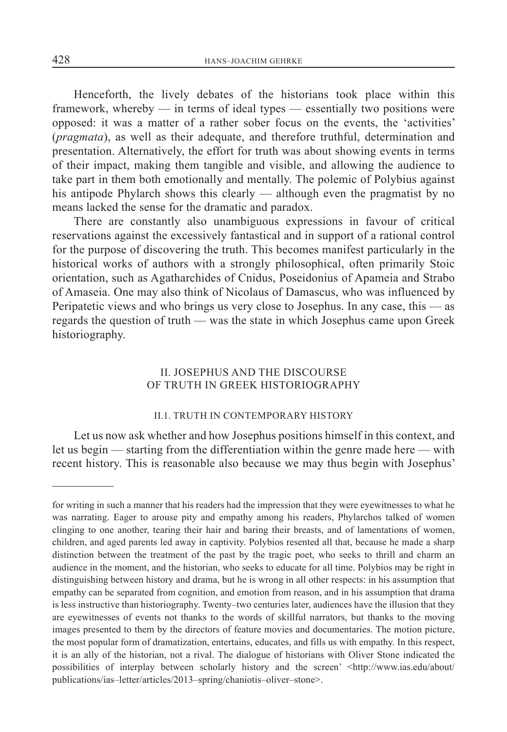Henceforth, the lively debates of the historians took place within this framework, whereby — in terms of ideal types — essentially two positions were opposed: it was a matter of a rather sober focus on the events, the 'activities' (*pragmata*), as well as their adequate, and therefore truthful, determination and presentation. Alternatively, the effort for truth was about showing events in terms of their impact, making them tangible and visible, and allowing the audience to take part in them both emotionally and mentally. The polemic of Polybius against his antipode Phylarch shows this clearly — although even the pragmatist by no means lacked the sense for the dramatic and paradox.

There are constantly also unambiguous expressions in favour of critical reservations against the excessively fantastical and in support of a rational control for the purpose of discovering the truth. This becomes manifest particularly in the historical works of authors with a strongly philosophical, often primarily Stoic orientation, such as Agatharchides of Cnidus, Poseidonius of Apameia and Strabo of Amaseia. One may also think of Nicolaus of Damascus, who was influenced by Peripatetic views and who brings us very close to Josephus. In any case, this — as regards the question of truth — was the state in which Josephus came upon Greek historiography.

## II. JOSEPHUS AND THE DISCOURSE OF TRUTH IN GREEK HISTORIOGRAPHY

### II.1. TRUTH IN CONTEMPORARY HISTORY

Let us now ask whether and how Josephus positions himself in this context, and let us begin — starting from the differentiation within the genre made here — with recent history. This is reasonable also because we may thus begin with Josephus'

---

for writing in such a manner that his readers had the impression that they were eyewitnesses to what he was narrating. Eager to arouse pity and empathy among his readers, Phylarchos talked of women clinging to one another, tearing their hair and baring their breasts, and of lamentations of women, children, and aged parents led away in captivity. Polybios resented all that, because he made a sharp distinction between the treatment of the past by the tragic poet, who seeks to thrill and charm an audience in the moment, and the historian, who seeks to educate for all time. Polybios may be right in distinguishing between history and drama, but he is wrong in all other respects: in his assumption that empathy can be separated from cognition, and emotion from reason, and in his assumption that drama is less instructive than historiography. Twenty–two centuries later, audiences have the illusion that they are eyewitnesses of events not thanks to the words of skillful narrators, but thanks to the moving images presented to them by the directors of feature movies and documentaries. The motion picture, the most popular form of dramatization, entertains, educates, and fills us with empathy. In this respect, it is an ally of the historian, not a rival. The dialogue of historians with Oliver Stone indicated the possibilities of interplay between scholarly history and the screen' <http://www.ias.edu/about/publications/ias–letter/articles/2013–spring/chaniotis–oliver–stone>.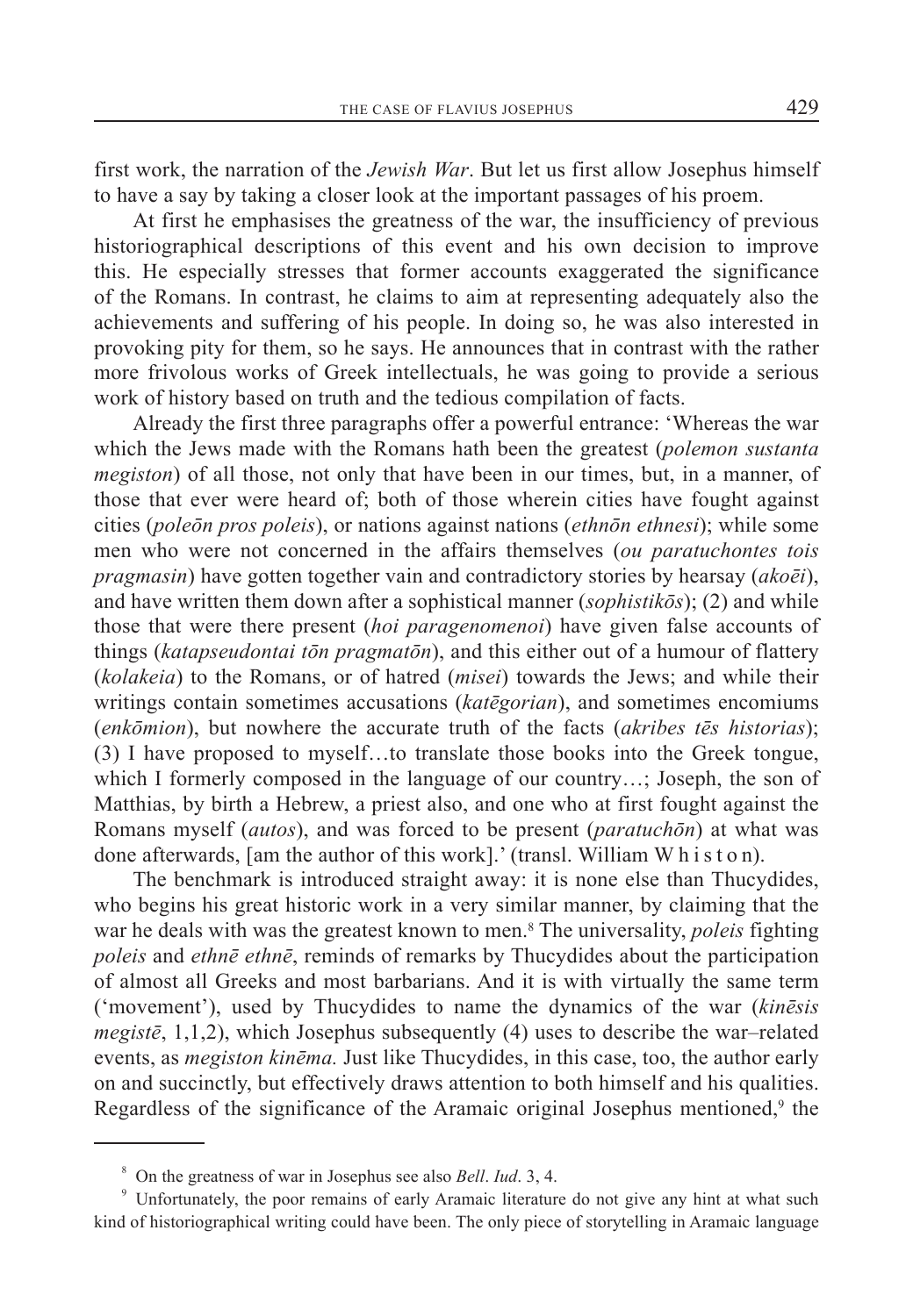first work, the narration of the *Jewish War*. But let us first allow Josephus himself to have a say by taking a closer look at the important passages of his proem.

At first he emphasises the greatness of the war, the insufficiency of previous historiographical descriptions of this event and his own decision to improve this. He especially stresses that former accounts exaggerated the significance of the Romans. In contrast, he claims to aim at representing adequately also the achievements and suffering of his people. In doing so, he was also interested in provoking pity for them, so he says. He announces that in contrast with the rather more frivolous works of Greek intellectuals, he was going to provide a serious work of history based on truth and the tedious compilation of facts.

Already the first three paragraphs offer a powerful entrance: 'Whereas the war which the Jews made with the Romans hath been the greatest (*polemon sustanta megiston*) of all those, not only that have been in our times, but, in a manner, of those that ever were heard of; both of those wherein cities have fought against cities (*poleōn pros poleis*), or nations against nations (*ethnōn ethnesi*); while some men who were not concerned in the affairs themselves (*ou paratuchontes tois pragmasin*) have gotten together vain and contradictory stories by hearsay (*akoēi*), and have written them down after a sophistical manner (*sophistikōs*); (2) and while those that were there present (*hoi paragenomenoi*) have given false accounts of things (*katapseudontai tōn pragmatōn*), and this either out of a humour of flattery (*kolakeia*) to the Romans, or of hatred (*misei*) towards the Jews; and while their writings contain sometimes accusations (*katēgorian*), and sometimes encomiums (*enkōmion*), but nowhere the accurate truth of the facts (*akribes tēs historias*); (3) I have proposed to myself…to translate those books into the Greek tongue, which I formerly composed in the language of our country…; Joseph, the son of Matthias, by birth a Hebrew, a priest also, and one who at first fought against the Romans myself (*autos*), and was forced to be present (*paratuchōn*) at what was done afterwards, [am the author of this work].' (transl. William W h i s t o n).

The benchmark is introduced straight away: it is none else than Thucydides, who begins his great historic work in a very similar manner, by claiming that the war he deals with was the greatest known to men.[8] The universality, *poleis* fighting *poleis* and *ethnē ethnē*, reminds of remarks by Thucydides about the participation of almost all Greeks and most barbarians. And it is with virtually the same term ('movement'), used by Thucydides to name the dynamics of the war (*kinēsis megistē*, 1,1,2), which Josephus subsequently (4) uses to describe the war–related events, as *megiston kinēma.* Just like Thucydides, in this case, too, the author early on and succinctly, but effectively draws attention to both himself and his qualities. Regardless of the significance of the Aramaic original Josephus mentioned,[9] the

---

[8] On the greatness of war in Josephus see also *Bell*. *Iud*. 3, 4.

[9] Unfortunately, the poor remains of early Aramaic literature do not give any hint at what such kind of historiographical writing could have been. The only piece of storytelling in Aramaic language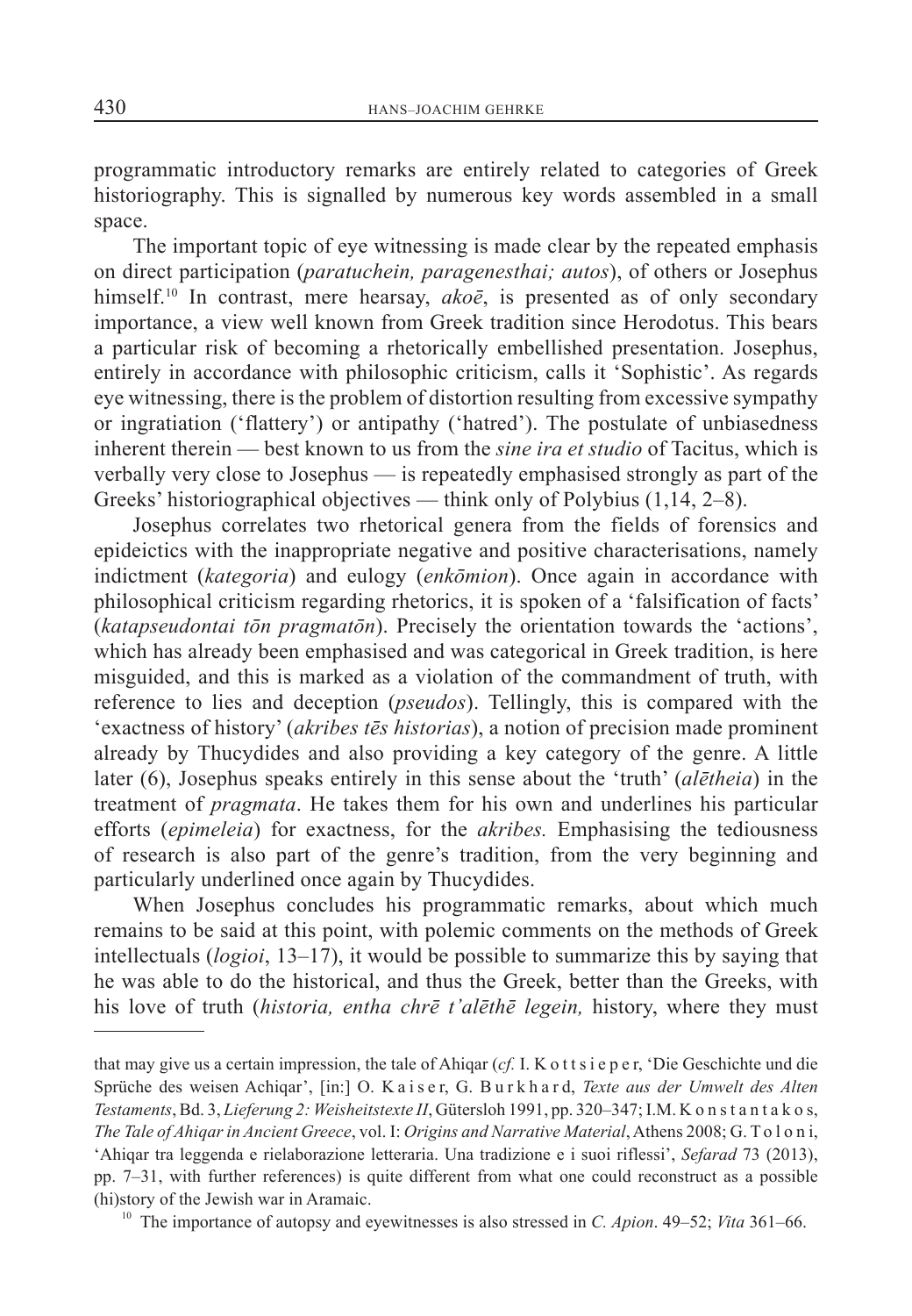programmatic introductory remarks are entirely related to categories of Greek historiography. This is signalled by numerous key words assembled in a small space.

The important topic of eye witnessing is made clear by the repeated emphasis on direct participation (*paratuchein, paragenesthai; autos*), of others or Josephus himself.[10] In contrast, mere hearsay, *akoē*, is presented as of only secondary importance, a view well known from Greek tradition since Herodotus. This bears a particular risk of becoming a rhetorically embellished presentation. Josephus, entirely in accordance with philosophic criticism, calls it 'Sophistic'. As regards eye witnessing, there is the problem of distortion resulting from excessive sympathy or ingratiation ('flattery') or antipathy ('hatred'). The postulate of unbiasedness inherent therein — best known to us from the *sine ira et studio* of Tacitus, which is verbally very close to Josephus — is repeatedly emphasised strongly as part of the Greeks' historiographical objectives — think only of Polybius (1,14, 2–8).

Josephus correlates two rhetorical genera from the fields of forensics and epideictics with the inappropriate negative and positive characterisations, namely indictment (*kategoria*) and eulogy (*enkōmion*). Once again in accordance with philosophical criticism regarding rhetorics, it is spoken of a 'falsification of facts' (*katapseudontai tōn pragmatōn*). Precisely the orientation towards the 'actions', which has already been emphasised and was categorical in Greek tradition, is here misguided, and this is marked as a violation of the commandment of truth, with reference to lies and deception (*pseudos*). Tellingly, this is compared with the 'exactness of history' (*akribes tēs historias*), a notion of precision made prominent already by Thucydides and also providing a key category of the genre. A little later (6), Josephus speaks entirely in this sense about the 'truth' (*alētheia*) in the treatment of *pragmata*. He takes them for his own and underlines his particular efforts (*epimeleia*) for exactness, for the *akribes.* Emphasising the tediousness of research is also part of the genre's tradition, from the very beginning and particularly underlined once again by Thucydides.

When Josephus concludes his programmatic remarks, about which much remains to be said at this point, with polemic comments on the methods of Greek intellectuals (*logioi*, 13–17), it would be possible to summarize this by saying that he was able to do the historical, and thus the Greek, better than the Greeks, with his love of truth (*historia, entha chrē t'alēthē legein,* history, where they must

---

that may give us a certain impression, the tale of Ahiqar (*cf.* I. Kottsieper, 'Die Geschichte und die Sprüche des weisen Achiqar', [in:] O. Kaiser, G. Burkhard, *Texte aus der Umwelt des Alten Testaments*, Bd. 3, *Lieferung 2: Weisheitstexte II*, Gütersloh 1991, pp. 320–347; I.M. Konstantakos, *The Tale of Ahiqar in Ancient Greece*, vol. I: *Origins and Narrative Material*, Athens 2008; G. Toloni, 'Ahiqar tra leggenda e rielaborazione letteraria. Una tradizione e i suoi riflessi', *Sefarad* 73 (2013), pp. 7–31, with further references) is quite different from what one could reconstruct as a possible (hi)story of the Jewish war in Aramaic.

[10] The importance of autopsy and eyewitnesses is also stressed in *C. Apion*. 49–52; *Vita* 361–66.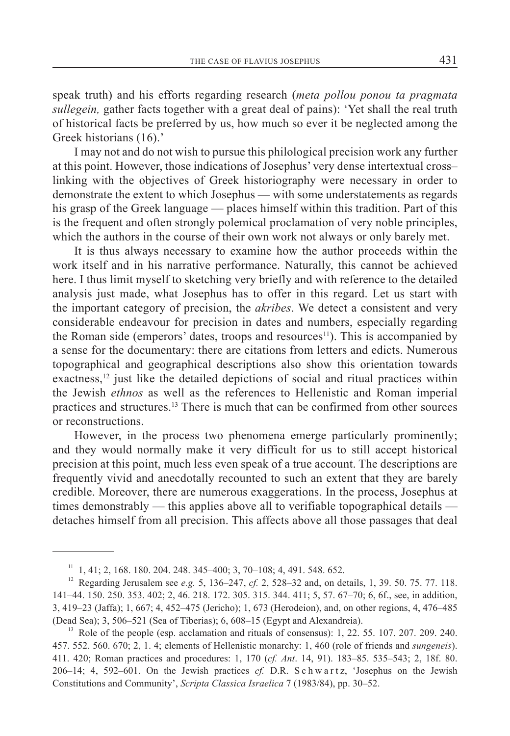speak truth) and his efforts regarding research (*meta pollou ponou ta pragmata sullegein,* gather facts together with a great deal of pains): 'Yet shall the real truth of historical facts be preferred by us, how much so ever it be neglected among the Greek historians (16).'

I may not and do not wish to pursue this philological precision work any further at this point. However, those indications of Josephus' very dense intertextual cross–linking with the objectives of Greek historiography were necessary in order to demonstrate the extent to which Josephus — with some understatements as regards his grasp of the Greek language — places himself within this tradition. Part of this is the frequent and often strongly polemical proclamation of very noble principles, which the authors in the course of their own work not always or only barely met.

It is thus always necessary to examine how the author proceeds within the work itself and in his narrative performance. Naturally, this cannot be achieved here. I thus limit myself to sketching very briefly and with reference to the detailed analysis just made, what Josephus has to offer in this regard. Let us start with the important category of precision, the *akribes*. We detect a consistent and very considerable endeavour for precision in dates and numbers, especially regarding the Roman side (emperors' dates, troops and resources[11]). This is accompanied by a sense for the documentary: there are citations from letters and edicts. Numerous topographical and geographical descriptions also show this orientation towards exactness,[12] just like the detailed depictions of social and ritual practices within the Jewish *ethnos* as well as the references to Hellenistic and Roman imperial practices and structures.[13] There is much that can be confirmed from other sources or reconstructions.

However, in the process two phenomena emerge particularly prominently; and they would normally make it very difficult for us to still accept historical precision at this point, much less even speak of a true account. The descriptions are frequently vivid and anecdotally recounted to such an extent that they are barely credible. Moreover, there are numerous exaggerations. In the process, Josephus at times demonstrably — this applies above all to verifiable topographical details — detaches himself from all precision. This affects above all those passages that deal

---

[11] 1, 41; 2, 168. 180. 204. 248. 345–400; 3, 70–108; 4, 491. 548. 652.

[12] Regarding Jerusalem see *e.g.* 5, 136–247, *cf.* 2, 528–32 and, on details, 1, 39. 50. 75. 77. 118. 141–44. 150. 250. 353. 402; 2, 46. 218. 172. 305. 315. 344. 411; 5, 57. 67–70; 6, 6f., see, in addition, 3, 419–23 (Jaffa); 1, 667; 4, 452–475 (Jericho); 1, 673 (Herodeion), and, on other regions, 4, 476–485 (Dead Sea); 3, 506–521 (Sea of Tiberias); 6, 608–15 (Egypt and Alexandreia).

[13] Role of the people (esp. acclamation and rituals of consensus): 1, 22. 55. 107. 207. 209. 240. 457. 552. 560. 670; 2, 1. 4; elements of Hellenistic monarchy: 1, 460 (role of friends and *sungeneis*). 411. 420; Roman practices and procedures: 1, 170 (*cf. Ant*. 14, 91). 183–85. 535–543; 2, 18f. 80. 206–14; 4, 592–601. On the Jewish practices *cf.* D.R. Schwartz, 'Josephus on the Jewish Constitutions and Community', *Scripta Classica Israelica* 7 (1983/84), pp. 30–52.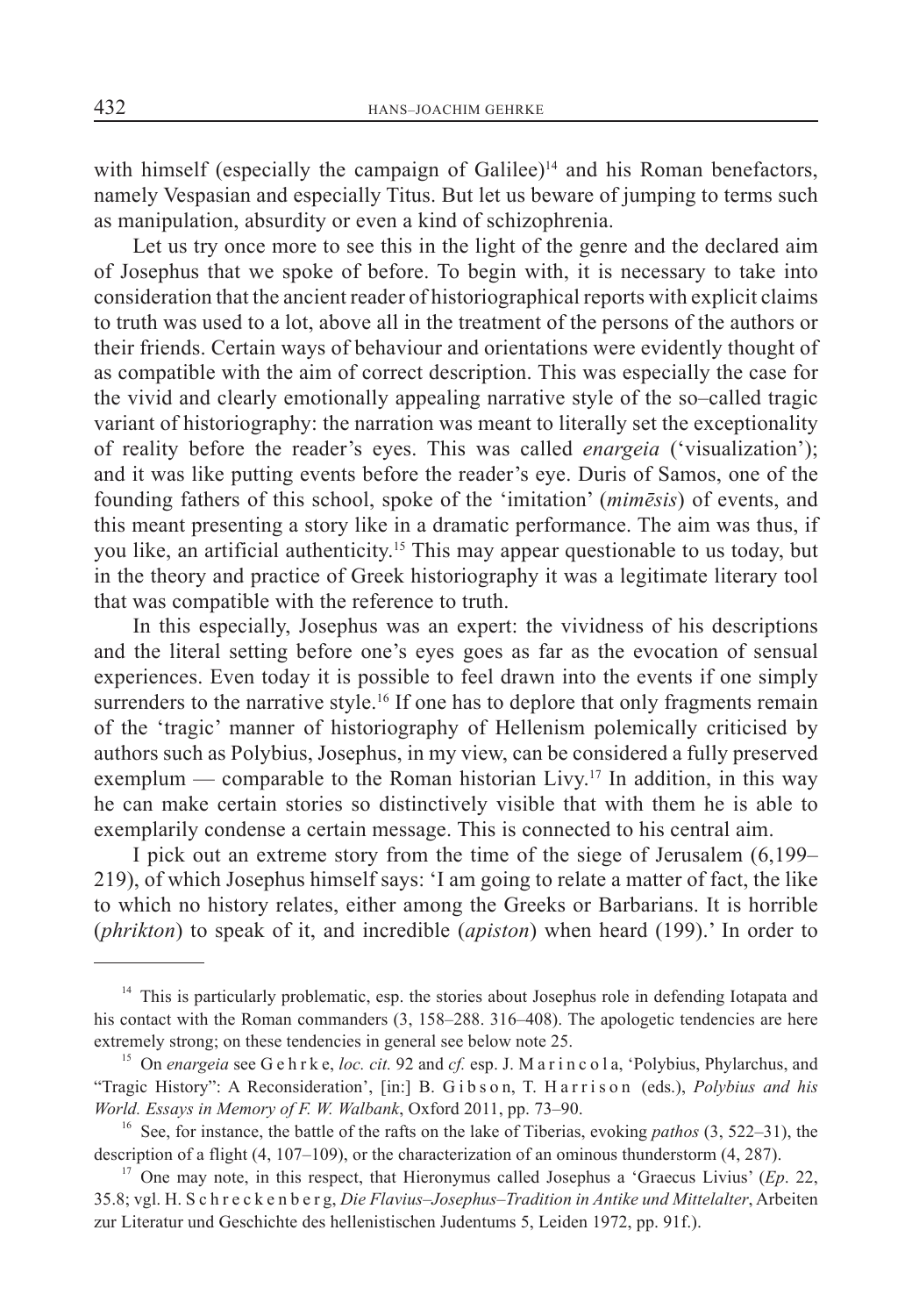with himself (especially the campaign of Galilee)[14] and his Roman benefactors, namely Vespasian and especially Titus. But let us beware of jumping to terms such as manipulation, absurdity or even a kind of schizophrenia.

Let us try once more to see this in the light of the genre and the declared aim of Josephus that we spoke of before. To begin with, it is necessary to take into consideration that the ancient reader of historiographical reports with explicit claims to truth was used to a lot, above all in the treatment of the persons of the authors or their friends. Certain ways of behaviour and orientations were evidently thought of as compatible with the aim of correct description. This was especially the case for the vivid and clearly emotionally appealing narrative style of the so–called tragic variant of historiography: the narration was meant to literally set the exceptionality of reality before the reader's eyes. This was called *enargeia* ('visualization'); and it was like putting events before the reader's eye. Duris of Samos, one of the founding fathers of this school, spoke of the 'imitation' (*mimēsis*) of events, and this meant presenting a story like in a dramatic performance. The aim was thus, if you like, an artificial authenticity.[15] This may appear questionable to us today, but in the theory and practice of Greek historiography it was a legitimate literary tool that was compatible with the reference to truth.

In this especially, Josephus was an expert: the vividness of his descriptions and the literal setting before one's eyes goes as far as the evocation of sensual experiences. Even today it is possible to feel drawn into the events if one simply surrenders to the narrative style.[16] If one has to deplore that only fragments remain of the 'tragic' manner of historiography of Hellenism polemically criticised by authors such as Polybius, Josephus, in my view, can be considered a fully preserved exemplum — comparable to the Roman historian Livy.[17] In addition, in this way he can make certain stories so distinctively visible that with them he is able to exemplarily condense a certain message. This is connected to his central aim.

I pick out an extreme story from the time of the siege of Jerusalem (6,199–219), of which Josephus himself says: 'I am going to relate a matter of fact, the like to which no history relates, either among the Greeks or Barbarians. It is horrible (*phrikton*) to speak of it, and incredible (*apiston*) when heard (199).' In order to

---

[14] This is particularly problematic, esp. the stories about Josephus role in defending Iotapata and his contact with the Roman commanders (3, 158–288. 316–408). The apologetic tendencies are here extremely strong; on these tendencies in general see below note 25.

[15] On *enargeia* see Gehrke, *loc. cit.* 92 and *cf.* esp. J. Marincola, 'Polybius, Phylarchus, and "Tragic History": A Reconsideration', [in:] B. Gibson, T. Harrison (eds.), *Polybius and his World. Essays in Memory of F. W. Walbank*, Oxford 2011, pp. 73–90.

[16] See, for instance, the battle of the rafts on the lake of Tiberias, evoking *pathos* (3, 522–31), the description of a flight (4, 107–109), or the characterization of an ominous thunderstorm (4, 287).

[17] One may note, in this respect, that Hieronymus called Josephus a 'Graecus Livius' (*Ep*. 22, 35.8; vgl. H. Schreckenberg, *Die Flavius–Josephus–Tradition in Antike und Mittelalter*, Arbeiten zur Literatur und Geschichte des hellenistischen Judentums 5, Leiden 1972, pp. 91f.).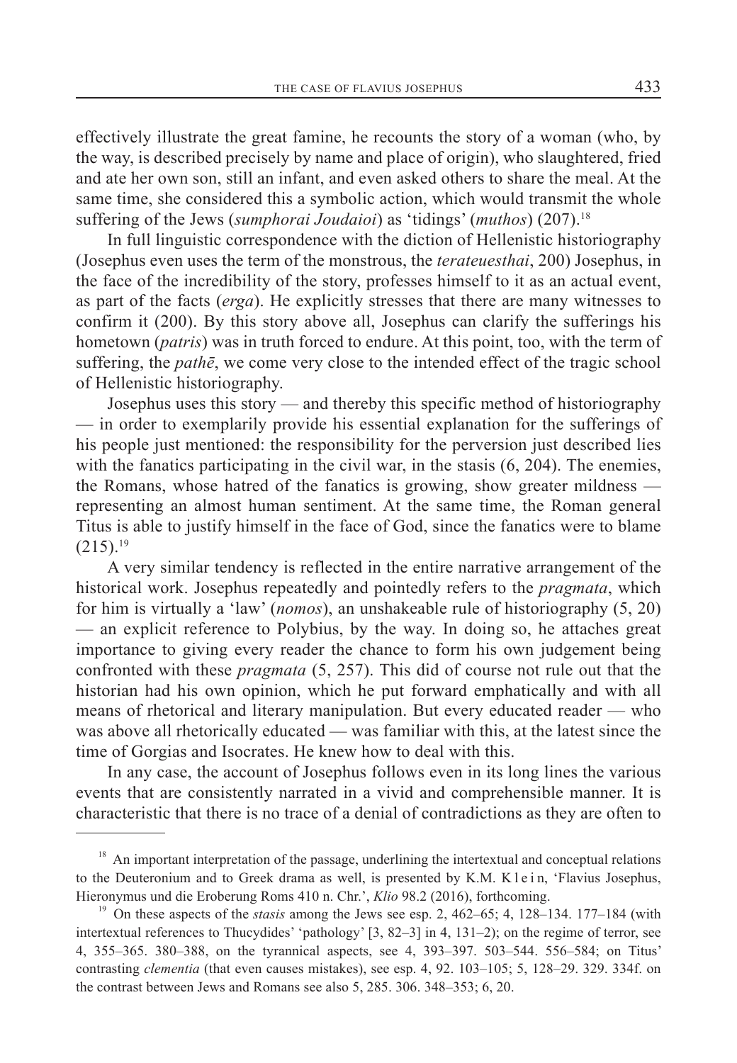effectively illustrate the great famine, he recounts the story of a woman (who, by the way, is described precisely by name and place of origin), who slaughtered, fried and ate her own son, still an infant, and even asked others to share the meal. At the same time, she considered this a symbolic action, which would transmit the whole suffering of the Jews (*sumphorai Joudaioi*) as 'tidings' (*muthos*) (207).[18]

In full linguistic correspondence with the diction of Hellenistic historiography (Josephus even uses the term of the monstrous, the *terateuesthai*, 200) Josephus, in the face of the incredibility of the story, professes himself to it as an actual event, as part of the facts (*erga*). He explicitly stresses that there are many witnesses to confirm it (200). By this story above all, Josephus can clarify the sufferings his hometown (*patris*) was in truth forced to endure. At this point, too, with the term of suffering, the *pathē*, we come very close to the intended effect of the tragic school of Hellenistic historiography.

Josephus uses this story — and thereby this specific method of historiography — in order to exemplarily provide his essential explanation for the sufferings of his people just mentioned: the responsibility for the perversion just described lies with the fanatics participating in the civil war, in the stasis (6, 204). The enemies, the Romans, whose hatred of the fanatics is growing, show greater mildness — representing an almost human sentiment. At the same time, the Roman general Titus is able to justify himself in the face of God, since the fanatics were to blame (215).[19]

A very similar tendency is reflected in the entire narrative arrangement of the historical work. Josephus repeatedly and pointedly refers to the *pragmata*, which for him is virtually a 'law' (*nomos*), an unshakeable rule of historiography (5, 20) — an explicit reference to Polybius, by the way. In doing so, he attaches great importance to giving every reader the chance to form his own judgement being confronted with these *pragmata* (5, 257). This did of course not rule out that the historian had his own opinion, which he put forward emphatically and with all means of rhetorical and literary manipulation. But every educated reader — who was above all rhetorically educated — was familiar with this, at the latest since the time of Gorgias and Isocrates. He knew how to deal with this.

In any case, the account of Josephus follows even in its long lines the various events that are consistently narrated in a vivid and comprehensible manner. It is characteristic that there is no trace of a denial of contradictions as they are often to

---

[18] An important interpretation of the passage, underlining the intertextual and conceptual relations to the Deuteronium and to Greek drama as well, is presented by K.M. Klein, 'Flavius Josephus, Hieronymus und die Eroberung Roms 410 n. Chr.', *Klio* 98.2 (2016), forthcoming.

[19] On these aspects of the *stasis* among the Jews see esp. 2, 462–65; 4, 128–134. 177–184 (with intertextual references to Thucydides' 'pathology' [3, 82–3] in 4, 131–2); on the regime of terror, see 4, 355–365. 380–388, on the tyrannical aspects, see 4, 393–397. 503–544. 556–584; on Titus' contrasting *clementia* (that even causes mistakes), see esp. 4, 92. 103–105; 5, 128–29. 329. 334f. on the contrast between Jews and Romans see also 5, 285. 306. 348–353; 6, 20.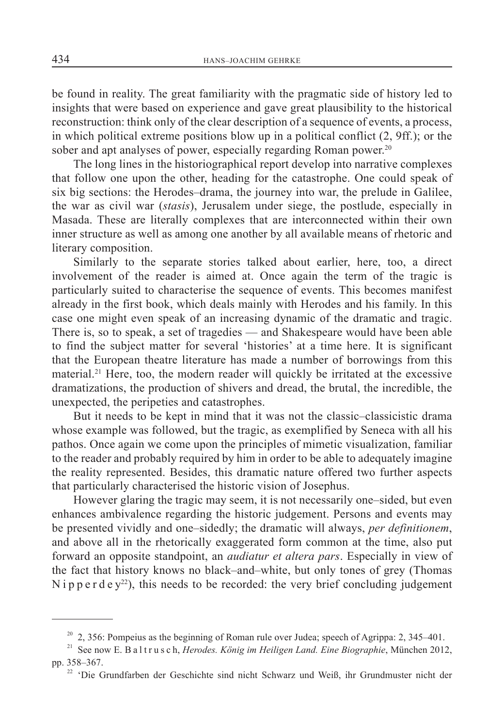be found in reality. The great familiarity with the pragmatic side of history led to insights that were based on experience and gave great plausibility to the historical reconstruction: think only of the clear description of a sequence of events, a process, in which political extreme positions blow up in a political conflict (2, 9ff.); or the sober and apt analyses of power, especially regarding Roman power.[20]

The long lines in the historiographical report develop into narrative complexes that follow one upon the other, heading for the catastrophe. One could speak of six big sections: the Herodes–drama, the journey into war, the prelude in Galilee, the war as civil war (*stasis*), Jerusalem under siege, the postlude, especially in Masada. These are literally complexes that are interconnected within their own inner structure as well as among one another by all available means of rhetoric and literary composition.

Similarly to the separate stories talked about earlier, here, too, a direct involvement of the reader is aimed at. Once again the term of the tragic is particularly suited to characterise the sequence of events. This becomes manifest already in the first book, which deals mainly with Herodes and his family. In this case one might even speak of an increasing dynamic of the dramatic and tragic. There is, so to speak, a set of tragedies — and Shakespeare would have been able to find the subject matter for several 'histories' at a time here. It is significant that the European theatre literature has made a number of borrowings from this material.[21] Here, too, the modern reader will quickly be irritated at the excessive dramatizations, the production of shivers and dread, the brutal, the incredible, the unexpected, the peripeties and catastrophes.

But it needs to be kept in mind that it was not the classic–classicistic drama whose example was followed, but the tragic, as exemplified by Seneca with all his pathos. Once again we come upon the principles of mimetic visualization, familiar to the reader and probably required by him in order to be able to adequately imagine the reality represented. Besides, this dramatic nature offered two further aspects that particularly characterised the historic vision of Josephus.

However glaring the tragic may seem, it is not necessarily one–sided, but even enhances ambivalence regarding the historic judgement. Persons and events may be presented vividly and one–sidedly; the dramatic will always, *per definitionem*, and above all in the rhetorically exaggerated form common at the time, also put forward an opposite standpoint, an *audiatur et altera pars*. Especially in view of the fact that history knows no black–and–white, but only tones of grey (Thomas Nipperdey[22]), this needs to be recorded: the very brief concluding judgement

---

[20] 2, 356: Pompeius as the beginning of Roman rule over Judea; speech of Agrippa: 2, 345–401.

[21] See now E. Baltrusch, *Herodes. König im Heiligen Land. Eine Biographie*, München 2012, pp. 358–367.

[22] 'Die Grundfarben der Geschichte sind nicht Schwarz und Weiß, ihr Grundmuster nicht der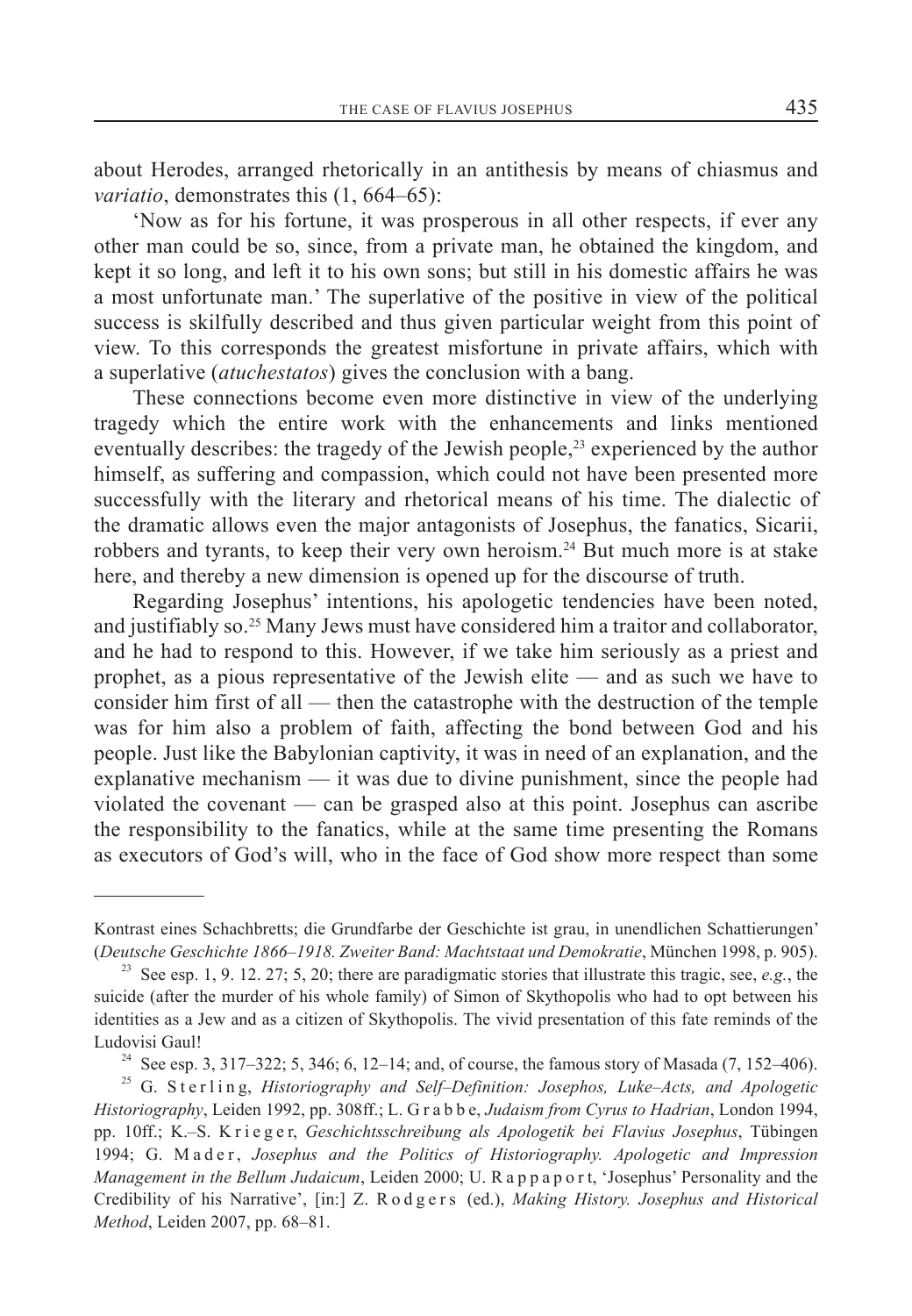about Herodes, arranged rhetorically in an antithesis by means of chiasmus and *variatio*, demonstrates this (1, 664–65):

'Now as for his fortune, it was prosperous in all other respects, if ever any other man could be so, since, from a private man, he obtained the kingdom, and kept it so long, and left it to his own sons; but still in his domestic affairs he was a most unfortunate man.' The superlative of the positive in view of the political success is skilfully described and thus given particular weight from this point of view. To this corresponds the greatest misfortune in private affairs, which with a superlative (*atuchestatos*) gives the conclusion with a bang.

These connections become even more distinctive in view of the underlying tragedy which the entire work with the enhancements and links mentioned eventually describes: the tragedy of the Jewish people,[23] experienced by the author himself, as suffering and compassion, which could not have been presented more successfully with the literary and rhetorical means of his time. The dialectic of the dramatic allows even the major antagonists of Josephus, the fanatics, Sicarii, robbers and tyrants, to keep their very own heroism.[24] But much more is at stake here, and thereby a new dimension is opened up for the discourse of truth.

Regarding Josephus' intentions, his apologetic tendencies have been noted, and justifiably so.[25] Many Jews must have considered him a traitor and collaborator, and he had to respond to this. However, if we take him seriously as a priest and prophet, as a pious representative of the Jewish elite — and as such we have to consider him first of all — then the catastrophe with the destruction of the temple was for him also a problem of faith, affecting the bond between God and his people. Just like the Babylonian captivity, it was in need of an explanation, and the explanative mechanism — it was due to divine punishment, since the people had violated the covenant — can be grasped also at this point. Josephus can ascribe the responsibility to the fanatics, while at the same time presenting the Romans as executors of God's will, who in the face of God show more respect than some

---

Kontrast eines Schachbretts; die Grundfarbe der Geschichte ist grau, in unendlichen Schattierungen' (*Deutsche Geschichte 1866–1918. Zweiter Band: Machtstaat und Demokratie*, München 1998, p. 905).

[23] See esp. 1, 9. 12. 27; 5, 20; there are paradigmatic stories that illustrate this tragic, see, *e.g.*, the suicide (after the murder of his whole family) of Simon of Skythopolis who had to opt between his identities as a Jew and as a citizen of Skythopolis. The vivid presentation of this fate reminds of the Ludovisi Gaul!

[24] See esp. 3, 317–322; 5, 346; 6, 12–14; and, of course, the famous story of Masada (7, 152–406).

[25] G. Sterling, *Historiography and Self–Definition: Josephos, Luke–Acts, and Apologetic Historiography*, Leiden 1992, pp. 308ff.; L. Grabbe, *Judaism from Cyrus to Hadrian*, London 1994, pp. 10ff.; K.–S. Krieger, *Geschichtsschreibung als Apologetik bei Flavius Josephus*, Tübingen 1994; G. Mader, *Josephus and the Politics of Historiography. Apologetic and Impression Management in the Bellum Judaicum*, Leiden 2000; U. Rappaport, 'Josephus' Personality and the Credibility of his Narrative', [in:] Z. Rodgers (ed.), *Making History. Josephus and Historical Method*, Leiden 2007, pp. 68–81.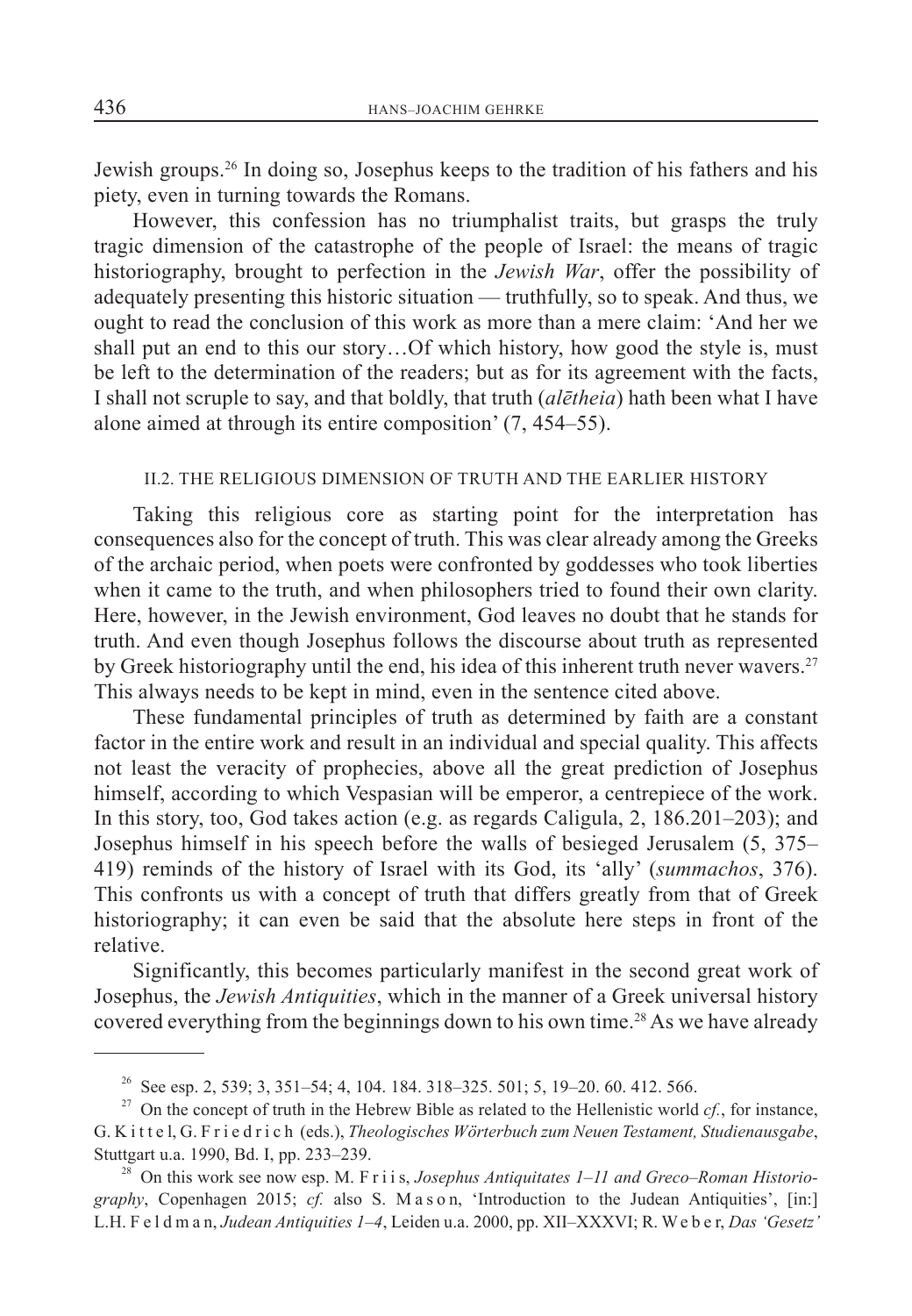Jewish groups.[26] In doing so, Josephus keeps to the tradition of his fathers and his piety, even in turning towards the Romans.

However, this confession has no triumphalist traits, but grasps the truly tragic dimension of the catastrophe of the people of Israel: the means of tragic historiography, brought to perfection in the *Jewish War*, offer the possibility of adequately presenting this historic situation — truthfully, so to speak. And thus, we ought to read the conclusion of this work as more than a mere claim: 'And her we shall put an end to this our story…Of which history, how good the style is, must be left to the determination of the readers; but as for its agreement with the facts, I shall not scruple to say, and that boldly, that truth (*alētheia*) hath been what I have alone aimed at through its entire composition' (7, 454–55).

### II.2. THE RELIGIOUS DIMENSION OF TRUTH AND THE EARLIER HISTORY

Taking this religious core as starting point for the interpretation has consequences also for the concept of truth. This was clear already among the Greeks of the archaic period, when poets were confronted by goddesses who took liberties when it came to the truth, and when philosophers tried to found their own clarity. Here, however, in the Jewish environment, God leaves no doubt that he stands for truth. And even though Josephus follows the discourse about truth as represented by Greek historiography until the end, his idea of this inherent truth never wavers.[27] This always needs to be kept in mind, even in the sentence cited above.

These fundamental principles of truth as determined by faith are a constant factor in the entire work and result in an individual and special quality. This affects not least the veracity of prophecies, above all the great prediction of Josephus himself, according to which Vespasian will be emperor, a centrepiece of the work. In this story, too, God takes action (e.g. as regards Caligula, 2, 186.201–203); and Josephus himself in his speech before the walls of besieged Jerusalem (5, 375–419) reminds of the history of Israel with its God, its 'ally' (*summachos*, 376). This confronts us with a concept of truth that differs greatly from that of Greek historiography; it can even be said that the absolute here steps in front of the relative.

Significantly, this becomes particularly manifest in the second great work of Josephus, the *Jewish Antiquities*, which in the manner of a Greek universal history covered everything from the beginnings down to his own time.[28] As we have already

---

[26] See esp. 2, 539; 3, 351–54; 4, 104. 184. 318–325. 501; 5, 19–20. 60. 412. 566.

[27] On the concept of truth in the Hebrew Bible as related to the Hellenistic world *cf.*, for instance, G. Kittel, G. Friedrich (eds.), *Theologisches Wörterbuch zum Neuen Testament, Studienausgabe*, Stuttgart u.a. 1990, Bd. I, pp. 233–239.

[28] On this work see now esp. M. Friis, *Josephus Antiquitates 1–11 and Greco–Roman Historiography*, Copenhagen 2015; *cf.* also S. Mason, 'Introduction to the Judean Antiquities', [in:] L.H. Feldman, *Judean Antiquities 1–4*, Leiden u.a. 2000, pp. XII–XXXVI; R. Weber, *Das 'Gesetz'*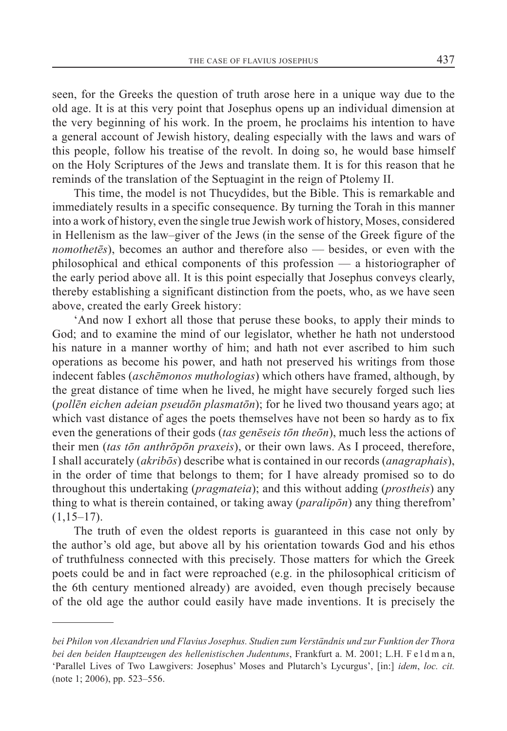seen, for the Greeks the question of truth arose here in a unique way due to the old age. It is at this very point that Josephus opens up an individual dimension at the very beginning of his work. In the proem, he proclaims his intention to have a general account of Jewish history, dealing especially with the laws and wars of this people, follow his treatise of the revolt. In doing so, he would base himself on the Holy Scriptures of the Jews and translate them. It is for this reason that he reminds of the translation of the Septuagint in the reign of Ptolemy II.

This time, the model is not Thucydides, but the Bible. This is remarkable and immediately results in a specific consequence. By turning the Torah in this manner into a work of history, even the single true Jewish work of history, Moses, considered in Hellenism as the law–giver of the Jews (in the sense of the Greek figure of the *nomothetēs*), becomes an author and therefore also — besides, or even with the philosophical and ethical components of this profession — a historiographer of the early period above all. It is this point especially that Josephus conveys clearly, thereby establishing a significant distinction from the poets, who, as we have seen above, created the early Greek history:

'And now I exhort all those that peruse these books, to apply their minds to God; and to examine the mind of our legislator, whether he hath not understood his nature in a manner worthy of him; and hath not ever ascribed to him such operations as become his power, and hath not preserved his writings from those indecent fables (*aschēmonos muthologias*) which others have framed, although, by the great distance of time when he lived, he might have securely forged such lies (*pollēn eichen adeian pseudōn plasmatōn*); for he lived two thousand years ago; at which vast distance of ages the poets themselves have not been so hardy as to fix even the generations of their gods (*tas genēseis tōn theōn*), much less the actions of their men (*tas tōn anthrōpōn praxeis*), or their own laws. As I proceed, therefore, I shall accurately (*akribōs*) describe what is contained in our records (*anagraphais*), in the order of time that belongs to them; for I have already promised so to do throughout this undertaking (*pragmateia*); and this without adding (*prostheis*) any thing to what is therein contained, or taking away (*paralipōn*) any thing therefrom' (1,15–17).

The truth of even the oldest reports is guaranteed in this case not only by the author's old age, but above all by his orientation towards God and his ethos of truthfulness connected with this precisely. Those matters for which the Greek poets could be and in fact were reproached (e.g. in the philosophical criticism of the 6th century mentioned already) are avoided, even though precisely because of the old age the author could easily have made inventions. It is precisely the

---

*bei Philon von Alexandrien und Flavius Josephus. Studien zum Verständnis und zur Funktion der Thora bei den beiden Hauptzeugen des hellenistischen Judentums*, Frankfurt a. M. 2001; L.H. Feldman, 'Parallel Lives of Two Lawgivers: Josephus' Moses and Plutarch's Lycurgus', [in:] *idem*, *loc. cit.* (note 1; 2006), pp. 523–556.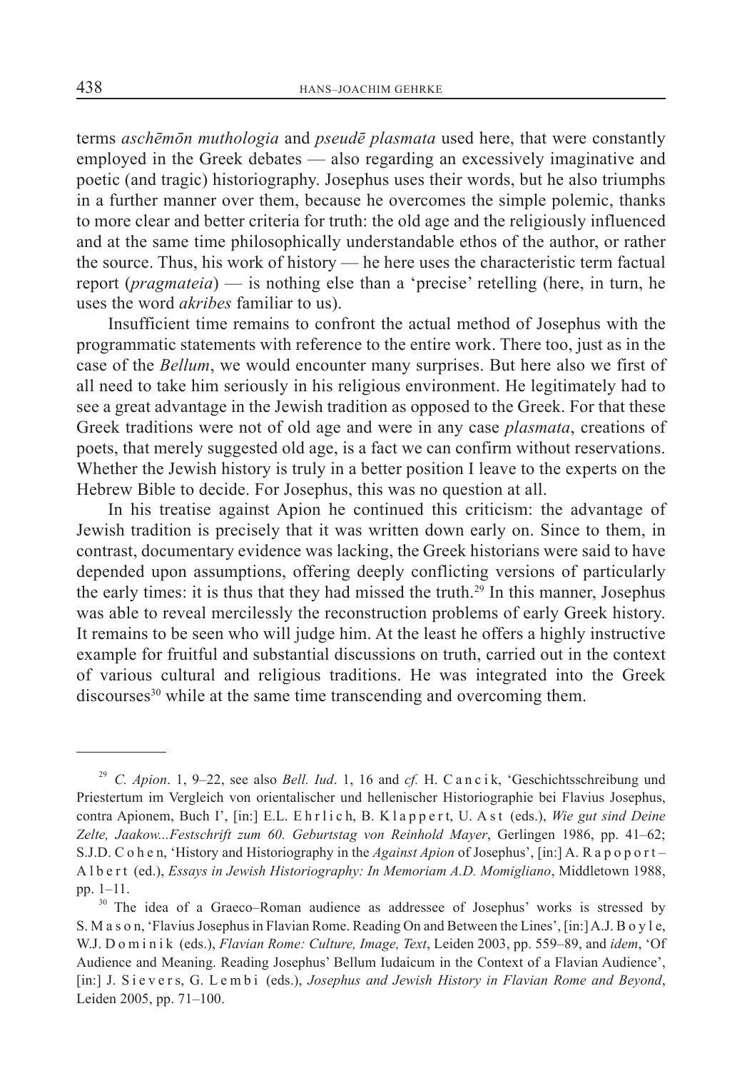terms *aschēmōn muthologia* and *pseudē plasmata* used here, that were constantly employed in the Greek debates — also regarding an excessively imaginative and poetic (and tragic) historiography. Josephus uses their words, but he also triumphs in a further manner over them, because he overcomes the simple polemic, thanks to more clear and better criteria for truth: the old age and the religiously influenced and at the same time philosophically understandable ethos of the author, or rather the source. Thus, his work of history — he here uses the characteristic term factual report (*pragmateia*) — is nothing else than a 'precise' retelling (here, in turn, he uses the word *akribes* familiar to us).

Insufficient time remains to confront the actual method of Josephus with the programmatic statements with reference to the entire work. There too, just as in the case of the *Bellum*, we would encounter many surprises. But here also we first of all need to take him seriously in his religious environment. He legitimately had to see a great advantage in the Jewish tradition as opposed to the Greek. For that these Greek traditions were not of old age and were in any case *plasmata*, creations of poets, that merely suggested old age, is a fact we can confirm without reservations. Whether the Jewish history is truly in a better position I leave to the experts on the Hebrew Bible to decide. For Josephus, this was no question at all.

In his treatise against Apion he continued this criticism: the advantage of Jewish tradition is precisely that it was written down early on. Since to them, in contrast, documentary evidence was lacking, the Greek historians were said to have depended upon assumptions, offering deeply conflicting versions of particularly the early times: it is thus that they had missed the truth.[29] In this manner, Josephus was able to reveal mercilessly the reconstruction problems of early Greek history. It remains to be seen who will judge him. At the least he offers a highly instructive example for fruitful and substantial discussions on truth, carried out in the context of various cultural and religious traditions. He was integrated into the Greek discourses[30] while at the same time transcending and overcoming them.

---

[29] *C. Apion*. 1, 9–22, see also *Bell. Iud*. 1, 16 and *cf.* H. Cancik, 'Geschichtsschreibung und Priestertum im Vergleich von orientalischer und hellenischer Historiographie bei Flavius Josephus, contra Apionem, Buch I', [in:] E.L. Ehrlich, B. Klappert, U. Ast (eds.), *Wie gut sind Deine Zelte, Jaakow...Festschrift zum 60. Geburtstag von Reinhold Mayer*, Gerlingen 1986, pp. 41–62; S.J.D. Cohen, 'History and Historiography in the *Against Apion* of Josephus', [in:] A. Rapoport–Albert (ed.), *Essays in Jewish Historiography: In Memoriam A.D. Momigliano*, Middletown 1988, pp. 1–11.

[30] The idea of a Graeco–Roman audience as addressee of Josephus' works is stressed by S. Mason, 'Flavius Josephus in Flavian Rome. Reading On and Between the Lines', [in:] A.J. Boyle, W.J. Dominik (eds.), *Flavian Rome: Culture, Image, Text*, Leiden 2003, pp. 559–89, and *idem*, 'Of Audience and Meaning. Reading Josephus' Bellum Iudaicum in the Context of a Flavian Audience', [in:] J. Sievers, G. Lembi (eds.), *Josephus and Jewish History in Flavian Rome and Beyond*, Leiden 2005, pp. 71–100.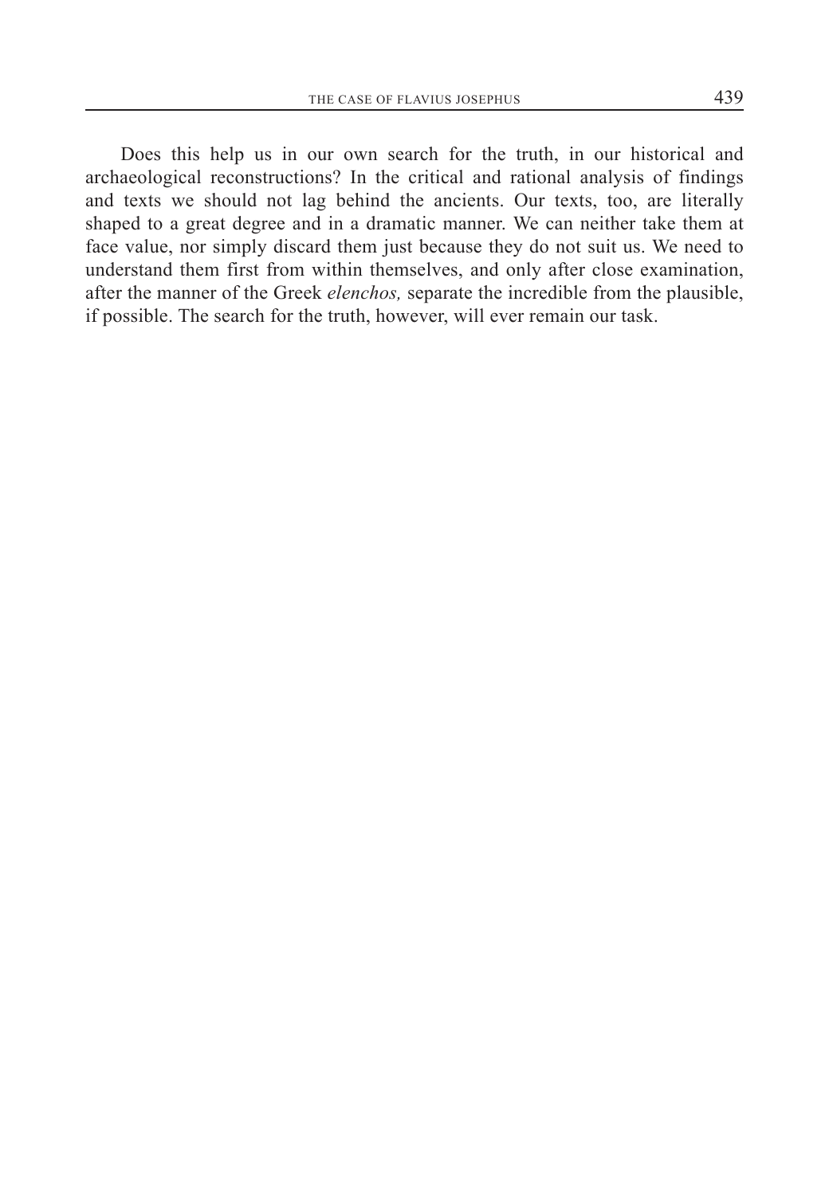Does this help us in our own search for the truth, in our historical and archaeological reconstructions? In the critical and rational analysis of findings and texts we should not lag behind the ancients. Our texts, too, are literally shaped to a great degree and in a dramatic manner. We can neither take them at face value, nor simply discard them just because they do not suit us. We need to understand them first from within themselves, and only after close examination, after the manner of the Greek *elenchos,* separate the incredible from the plausible, if possible. The search for the truth, however, will ever remain our task.